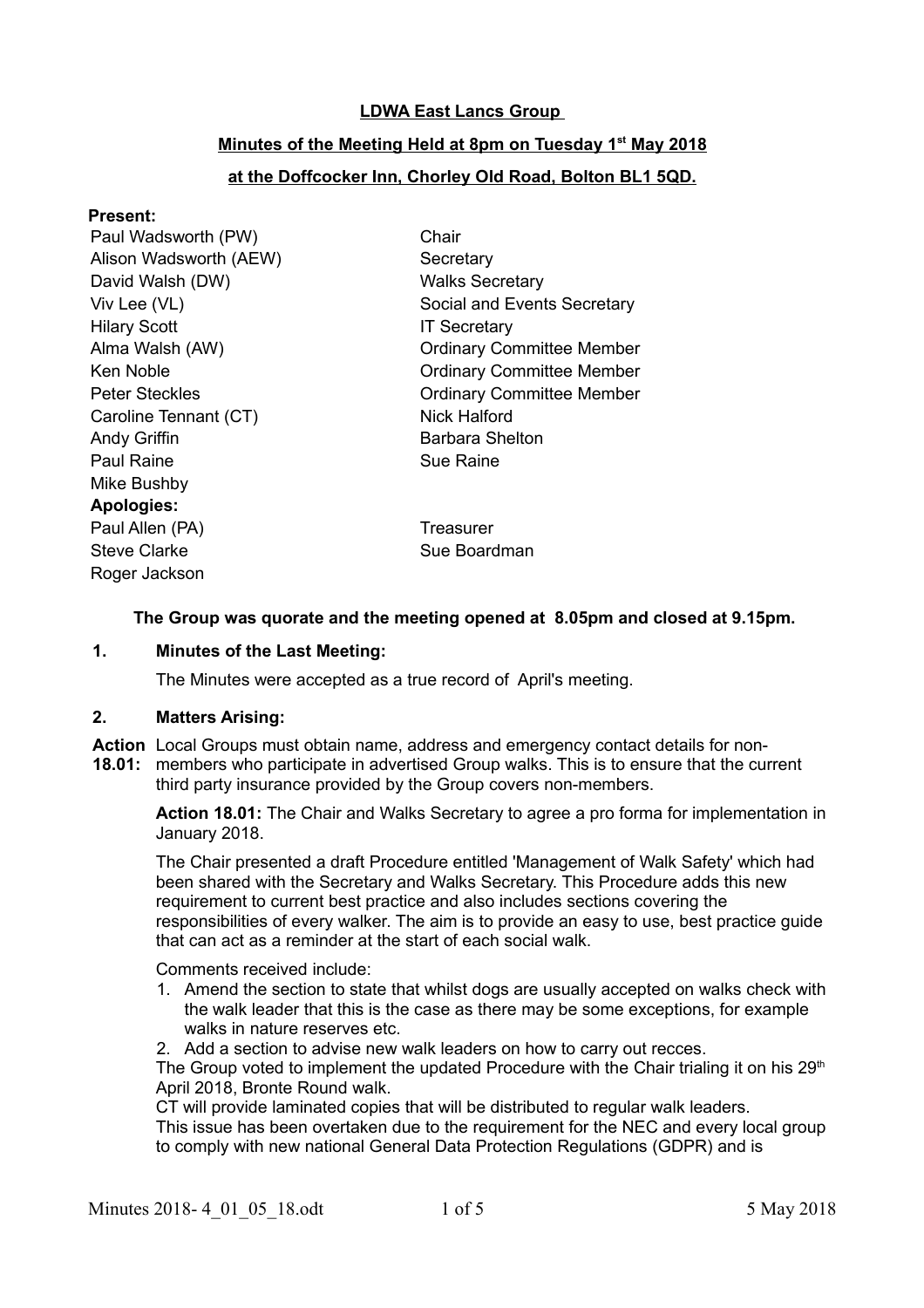**LDWA East Lancs Group**

**Minutes of the Meeting Held at 8pm on Tuesday 1st May 2018**

**at the Doffcocker Inn, Chorley Old Road, Bolton BL1 5QD.**

**Present:**

| | |
|---|---|
| Paul Wadsworth (PW) | Chair |
| Alison Wadsworth (AEW) | Secretary |
| David Walsh (DW) | Walks Secretary |
| Viv Lee (VL) | Social and Events Secretary |
| Hilary Scott | IT Secretary |
| Alma Walsh (AW) | Ordinary Committee Member |
| Ken Noble | Ordinary Committee Member |
| Peter Steckles | Ordinary Committee Member |
| Caroline Tennant (CT) | Nick Halford |
| Andy Griffin | Barbara Shelton |
| Paul Raine | Sue Raine |
| Mike Bushby | |

**Apologies:**

| | |
|---|---|
| Paul Allen (PA) | Treasurer |
| Steve Clarke | Sue Boardman |
| Roger Jackson | |

**The Group was quorate and the meeting opened at 8.05pm and closed at 9.15pm.**

**1. Minutes of the Last Meeting:**

The Minutes were accepted as a true record of April's meeting.

**2. Matters Arising:**

**Action 18.01:** Local Groups must obtain name, address and emergency contact details for non-members who participate in advertised Group walks. This is to ensure that the current third party insurance provided by the Group covers non-members.

**Action 18.01:** The Chair and Walks Secretary to agree a pro forma for implementation in January 2018.

The Chair presented a draft Procedure entitled 'Management of Walk Safety' which had been shared with the Secretary and Walks Secretary. This Procedure adds this new requirement to current best practice and also includes sections covering the responsibilities of every walker. The aim is to provide an easy to use, best practice guide that can act as a reminder at the start of each social walk.

Comments received include:

1. Amend the section to state that whilst dogs are usually accepted on walks check with the walk leader that this is the case as there may be some exceptions, for example walks in nature reserves etc.
2. Add a section to advise new walk leaders on how to carry out recces.

The Group voted to implement the updated Procedure with the Chair trialing it on his 29th April 2018, Bronte Round walk.

CT will provide laminated copies that will be distributed to regular walk leaders.

This issue has been overtaken due to the requirement for the NEC and every local group to comply with new national General Data Protection Regulations (GDPR) and is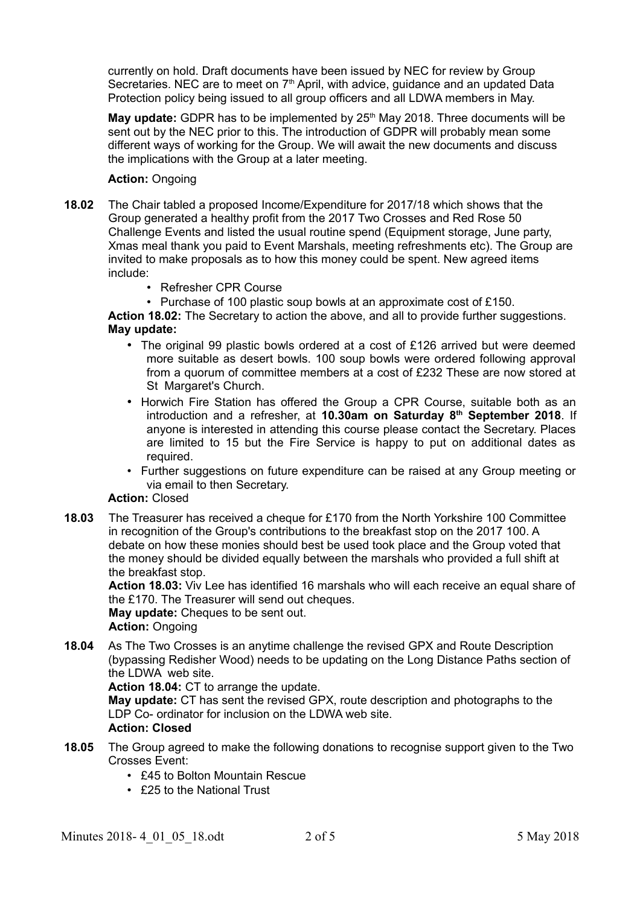currently on hold. Draft documents have been issued by NEC for review by Group Secretaries. NEC are to meet on 7th April, with advice, guidance and an updated Data Protection policy being issued to all group officers and all LDWA members in May.

**May update:** GDPR has to be implemented by 25th May 2018. Three documents will be sent out by the NEC prior to this. The introduction of GDPR will probably mean some different ways of working for the Group. We will await the new documents and discuss the implications with the Group at a later meeting.

**Action:** Ongoing

**18.02** The Chair tabled a proposed Income/Expenditure for 2017/18 which shows that the Group generated a healthy profit from the 2017 Two Crosses and Red Rose 50 Challenge Events and listed the usual routine spend (Equipment storage, June party, Xmas meal thank you paid to Event Marshals, meeting refreshments etc). The Group are invited to make proposals as to how this money could be spent. New agreed items include:

- Refresher CPR Course
- Purchase of 100 plastic soup bowls at an approximate cost of £150.

**Action 18.02:** The Secretary to action the above, and all to provide further suggestions.

**May update:**

- The original 99 plastic bowls ordered at a cost of £126 arrived but were deemed more suitable as desert bowls. 100 soup bowls were ordered following approval from a quorum of committee members at a cost of £232 These are now stored at St Margaret's Church.
- Horwich Fire Station has offered the Group a CPR Course, suitable both as an introduction and a refresher, at **10.30am on Saturday 8th September 2018**. If anyone is interested in attending this course please contact the Secretary. Places are limited to 15 but the Fire Service is happy to put on additional dates as required.
- Further suggestions on future expenditure can be raised at any Group meeting or via email to then Secretary.

**Action:** Closed

**18.03** The Treasurer has received a cheque for £170 from the North Yorkshire 100 Committee in recognition of the Group's contributions to the breakfast stop on the 2017 100. A debate on how these monies should best be used took place and the Group voted that the money should be divided equally between the marshals who provided a full shift at the breakfast stop.

**Action 18.03:** Viv Lee has identified 16 marshals who will each receive an equal share of the £170. The Treasurer will send out cheques.

**May update:** Cheques to be sent out.

**Action:** Ongoing

**18.04** As The Two Crosses is an anytime challenge the revised GPX and Route Description (bypassing Redisher Wood) needs to be updating on the Long Distance Paths section of the LDWA web site.

**Action 18.04:** CT to arrange the update.

**May update:** CT has sent the revised GPX, route description and photographs to the LDP Co- ordinator for inclusion on the LDWA web site.

**Action: Closed**

**18.05** The Group agreed to make the following donations to recognise support given to the Two Crosses Event:

- £45 to Bolton Mountain Rescue
- £25 to the National Trust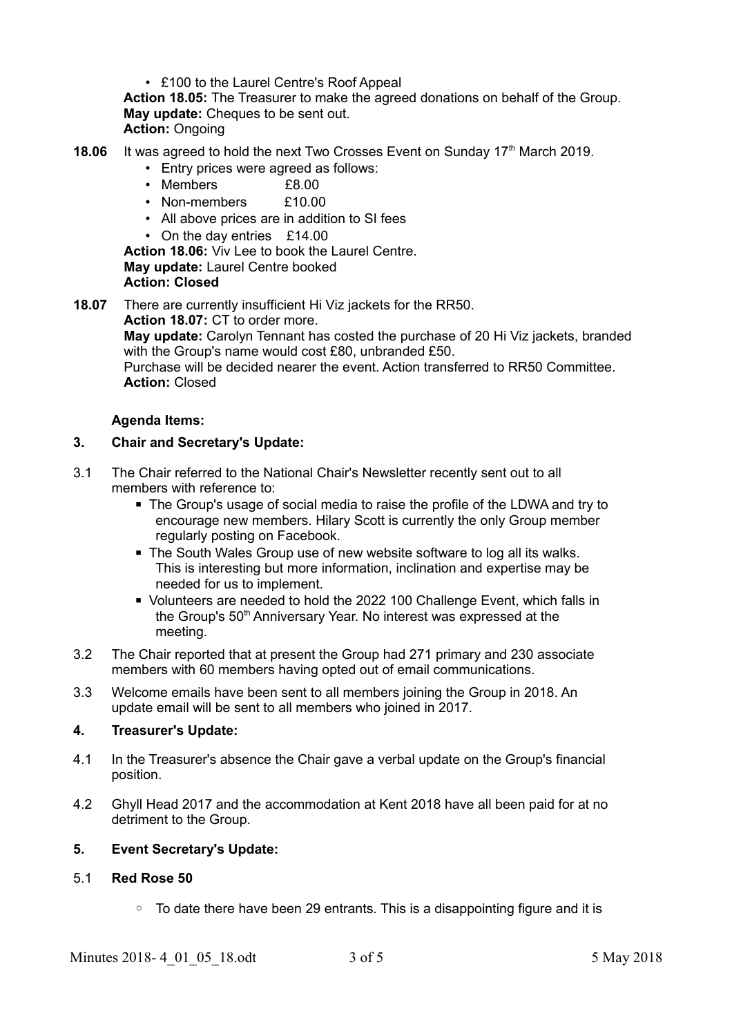- £100 to the Laurel Centre's Roof Appeal

**Action 18.05:** The Treasurer to make the agreed donations on behalf of the Group.
**May update:** Cheques to be sent out.
**Action:** Ongoing

**18.06** It was agreed to hold the next Two Crosses Event on Sunday 17th March 2019.

- Entry prices were agreed as follows:
- Members £8.00
- Non-members £10.00
- All above prices are in addition to SI fees
- On the day entries £14.00

**Action 18.06:** Viv Lee to book the Laurel Centre.
**May update:** Laurel Centre booked
**Action: Closed**

**18.07** There are currently insufficient Hi Viz jackets for the RR50.
**Action 18.07:** CT to order more.
**May update:** Carolyn Tennant has costed the purchase of 20 Hi Viz jackets, branded with the Group's name would cost £80, unbranded £50.
Purchase will be decided nearer the event. Action transferred to RR50 Committee.
**Action:** Closed

**Agenda Items:**

**3. Chair and Secretary's Update:**

3.1 The Chair referred to the National Chair's Newsletter recently sent out to all members with reference to:

- The Group's usage of social media to raise the profile of the LDWA and try to encourage new members. Hilary Scott is currently the only Group member regularly posting on Facebook.
- The South Wales Group use of new website software to log all its walks. This is interesting but more information, inclination and expertise may be needed for us to implement.
- Volunteers are needed to hold the 2022 100 Challenge Event, which falls in the Group's 50th Anniversary Year. No interest was expressed at the meeting.

3.2 The Chair reported that at present the Group had 271 primary and 230 associate members with 60 members having opted out of email communications.

3.3 Welcome emails have been sent to all members joining the Group in 2018. An update email will be sent to all members who joined in 2017.

**4. Treasurer's Update:**

4.1 In the Treasurer's absence the Chair gave a verbal update on the Group's financial position.

4.2 Ghyll Head 2017 and the accommodation at Kent 2018 have all been paid for at no detriment to the Group.

**5. Event Secretary's Update:**

5.1 **Red Rose 50**

- To date there have been 29 entrants. This is a disappointing figure and it is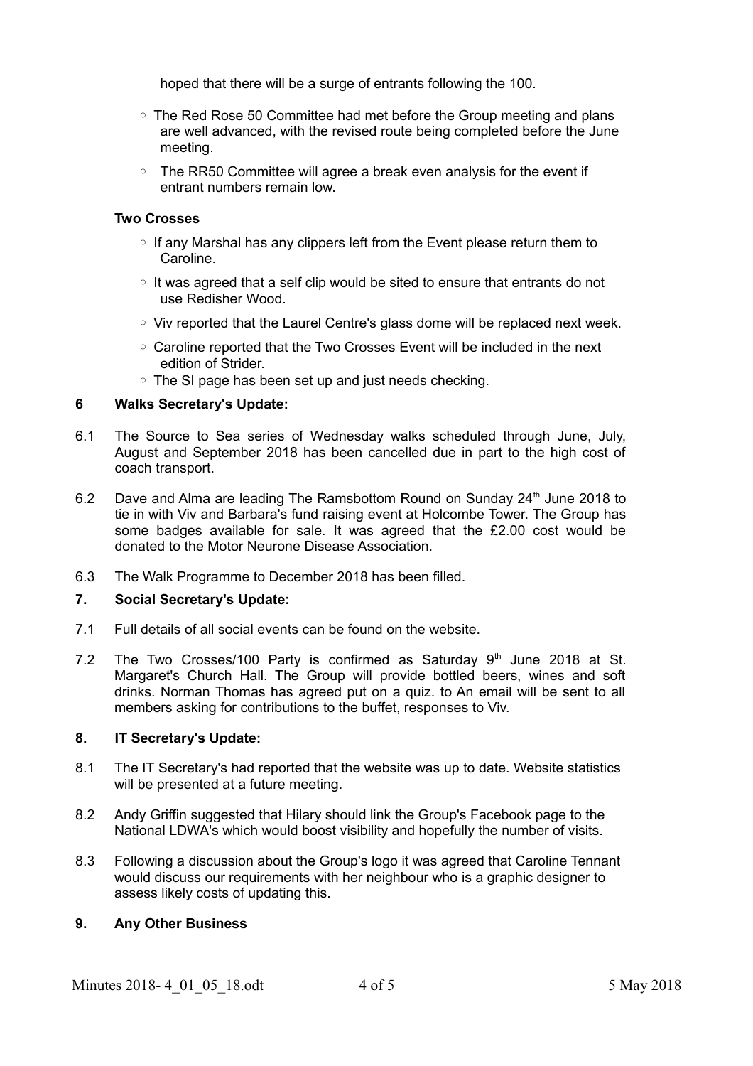hoped that there will be a surge of entrants following the 100.

- The Red Rose 50 Committee had met before the Group meeting and plans are well advanced, with the revised route being completed before the June meeting.
- The RR50 Committee will agree a break even analysis for the event if entrant numbers remain low.

**Two Crosses**

- If any Marshal has any clippers left from the Event please return them to Caroline.
- It was agreed that a self clip would be sited to ensure that entrants do not use Redisher Wood.
- Viv reported that the Laurel Centre's glass dome will be replaced next week.
- Caroline reported that the Two Crosses Event will be included in the next edition of Strider.
- The SI page has been set up and just needs checking.

**6 Walks Secretary's Update:**

6.1 The Source to Sea series of Wednesday walks scheduled through June, July, August and September 2018 has been cancelled due in part to the high cost of coach transport.

6.2 Dave and Alma are leading The Ramsbottom Round on Sunday 24th June 2018 to tie in with Viv and Barbara's fund raising event at Holcombe Tower. The Group has some badges available for sale. It was agreed that the £2.00 cost would be donated to the Motor Neurone Disease Association.

6.3 The Walk Programme to December 2018 has been filled.

**7. Social Secretary's Update:**

7.1 Full details of all social events can be found on the website.

7.2 The Two Crosses/100 Party is confirmed as Saturday 9th June 2018 at St. Margaret's Church Hall. The Group will provide bottled beers, wines and soft drinks. Norman Thomas has agreed put on a quiz. to An email will be sent to all members asking for contributions to the buffet, responses to Viv.

**8. IT Secretary's Update:**

8.1 The IT Secretary's had reported that the website was up to date. Website statistics will be presented at a future meeting.

8.2 Andy Griffin suggested that Hilary should link the Group's Facebook page to the National LDWA's which would boost visibility and hopefully the number of visits.

8.3 Following a discussion about the Group's logo it was agreed that Caroline Tennant would discuss our requirements with her neighbour who is a graphic designer to assess likely costs of updating this.

**9. Any Other Business**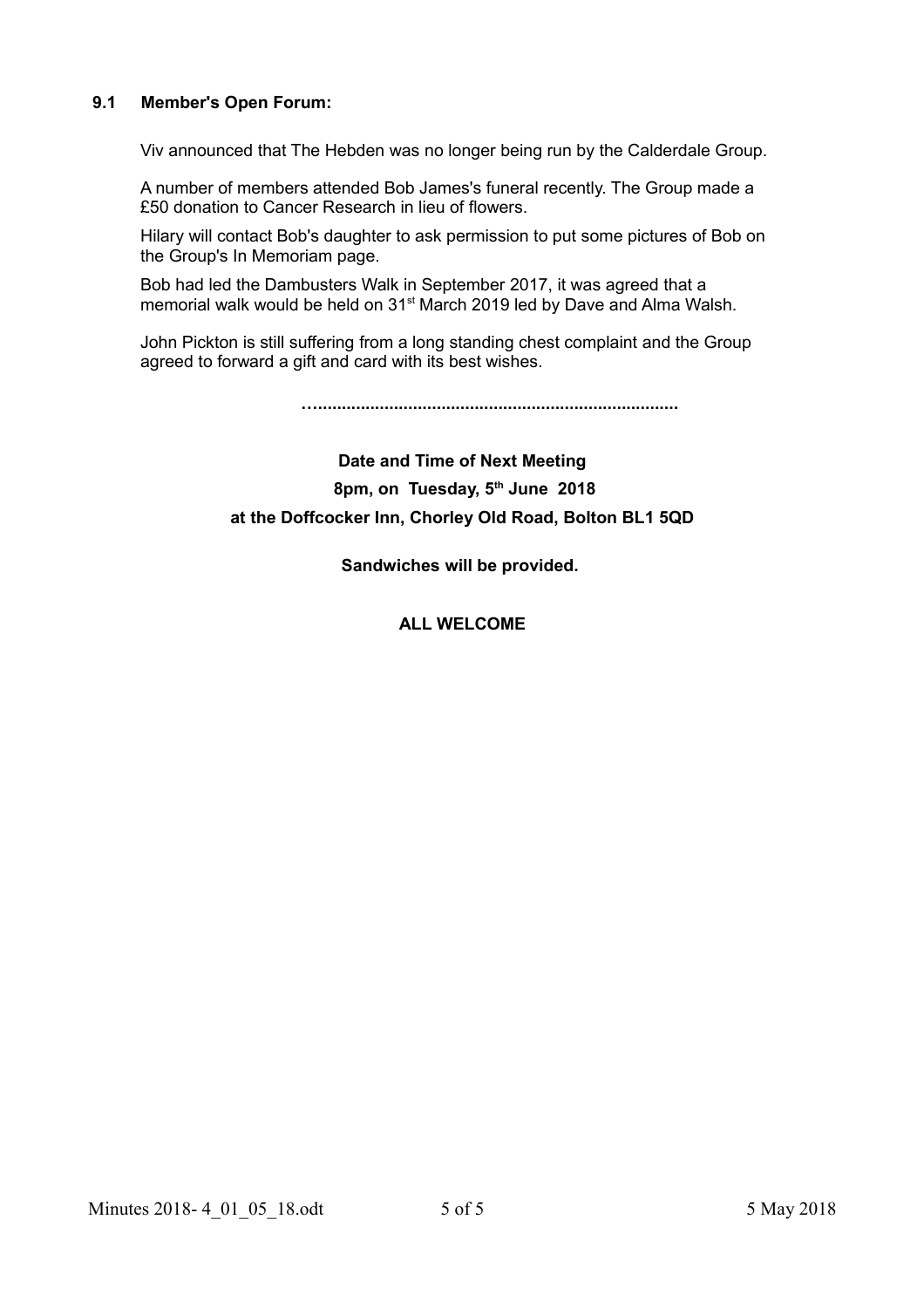### 9.1 Member's Open Forum:

Viv announced that The Hebden was no longer being run by the Calderdale Group.

A number of members attended Bob James's funeral recently. The Group made a £50 donation to Cancer Research in lieu of flowers.

Hilary will contact Bob's daughter to ask permission to put some pictures of Bob on the Group's In Memoriam page.

Bob had led the Dambusters Walk in September 2017, it was agreed that a memorial walk would be held on 31st March 2019 led by Dave and Alma Walsh.

John Pickton is still suffering from a long standing chest complaint and the Group agreed to forward a gift and card with its best wishes.

…..........................................................................

**Date and Time of Next Meeting**

**8pm, on Tuesday, 5th June 2018**

**at the Doffcocker Inn, Chorley Old Road, Bolton BL1 5QD**

**Sandwiches will be provided.**

**ALL WELCOME**